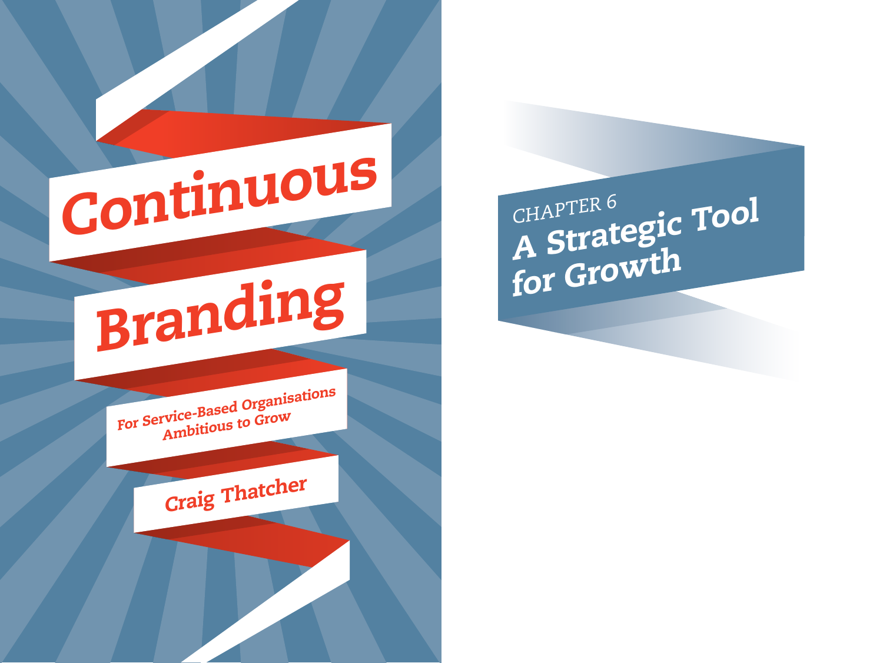# Continuous Branding

**For Service-Based Organisations Ambitious to Grow**

**Craig Thatcher**

CHAPTER 6

## A Strategic Tool for Growth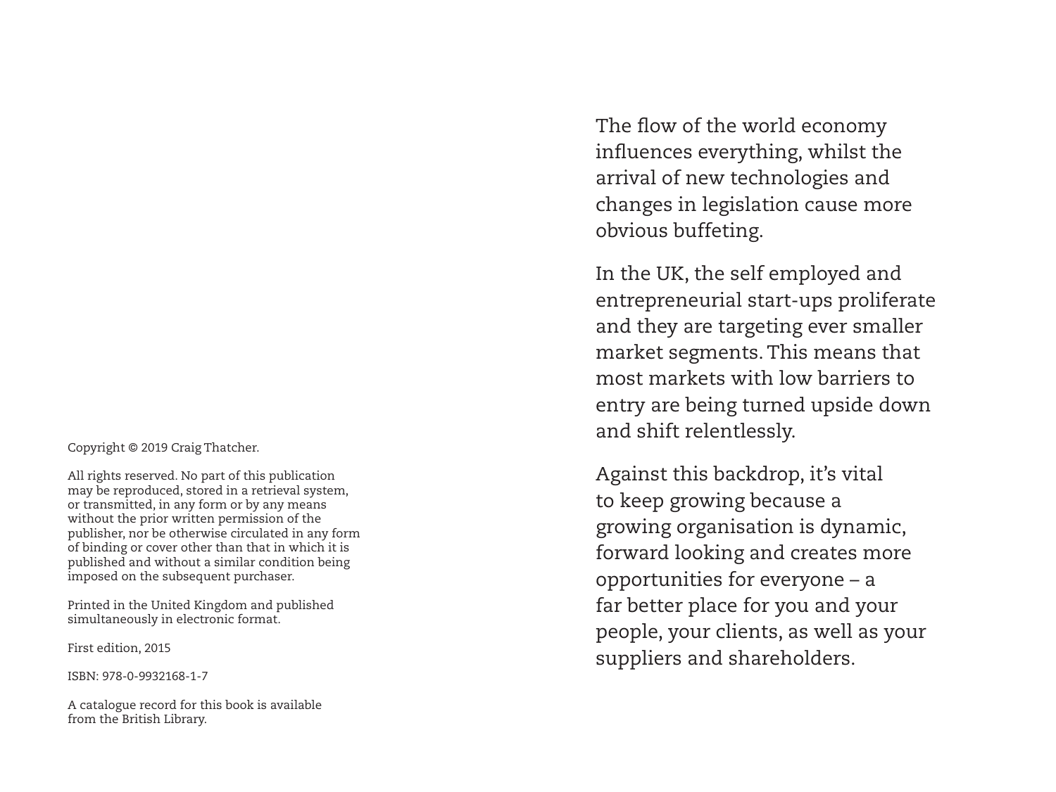Copyright © 2019 Craig Thatcher.

All rights reserved. No part of this publication may be reproduced, stored in a retrieval system, or transmitted, in any form or by any means without the prior written permission of the publisher, nor be otherwise circulated in any form of binding or cover other than that in which it is published and without a similar condition being imposed on the subsequent purchaser.

Printed in the United Kingdom and published simultaneously in electronic format.

First edition, 2015

ISBN: 978-0-9932168-1-7

A catalogue record for this book is available from the British Library.

The flow of the world economy influences everything, whilst the arrival of new technologies and changes in legislation cause more obvious buffeting.

In the UK, the self employed and entrepreneurial start-ups proliferate and they are targeting ever smaller market segments. This means that most markets with low barriers to entry are being turned upside down and shift relentlessly.

Against this backdrop, it's vital to keep growing because a growing organisation is dynamic, forward looking and creates more opportunities for everyone – a far better place for you and your people, your clients, as well as your suppliers and shareholders.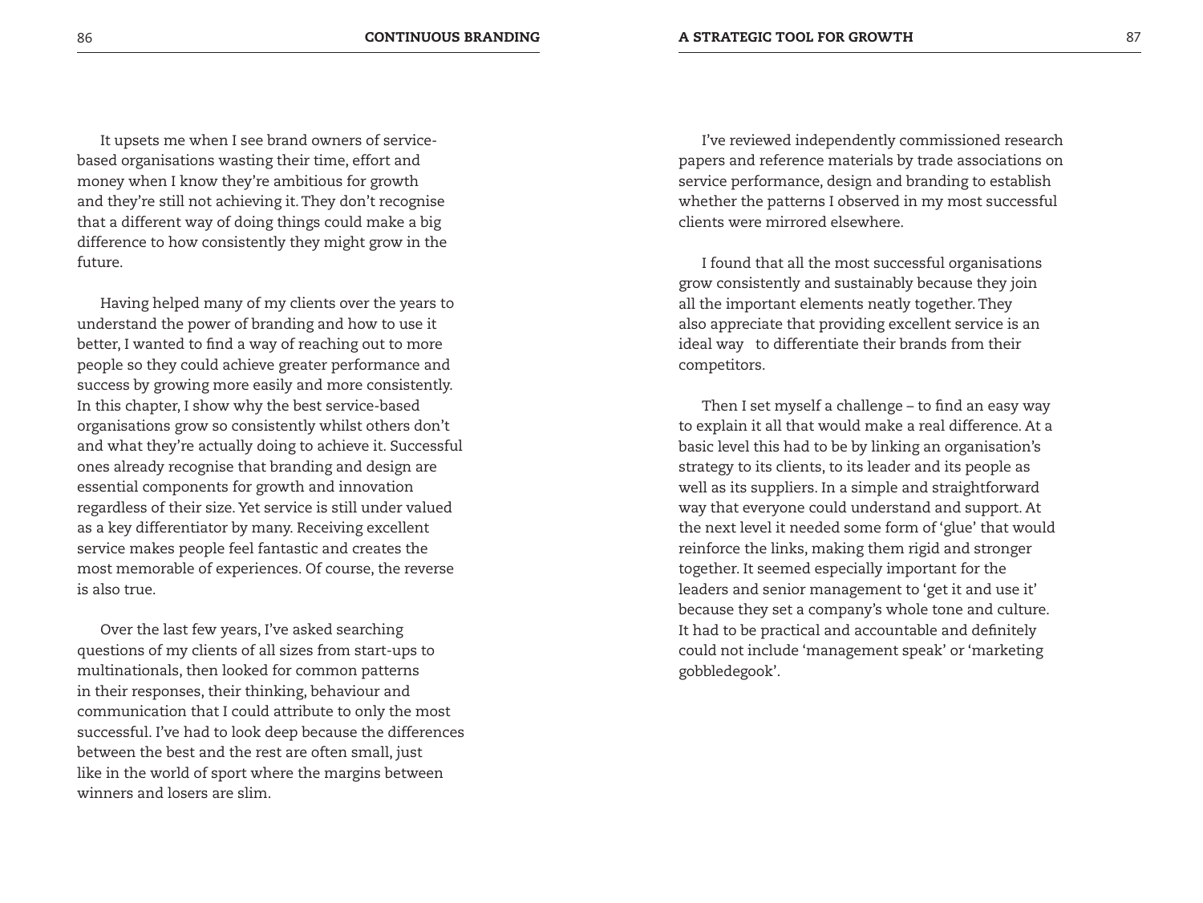It upsets me when I see brand owners of service-based organisations wasting their time, effort and money when I know they're ambitious for growth and they're still not achieving it. They don't recognise that a different way of doing things could make a big difference to how consistently they might grow in the future.

Having helped many of my clients over the years to understand the power of branding and how to use it better, I wanted to find a way of reaching out to more people so they could achieve greater performance and success by growing more easily and more consistently. In this chapter, I show why the best service-based organisations grow so consistently whilst others don't and what they're actually doing to achieve it. Successful ones already recognise that branding and design are essential components for growth and innovation regardless of their size. Yet service is still under valued as a key differentiator by many. Receiving excellent service makes people feel fantastic and creates the most memorable of experiences. Of course, the reverse is also true.

Over the last few years, I've asked searching questions of my clients of all sizes from start-ups to multinationals, then looked for common patterns in their responses, their thinking, behaviour and communication that I could attribute to only the most successful. I've had to look deep because the differences between the best and the rest are often small, just like in the world of sport where the margins between winners and losers are slim.

I've reviewed independently commissioned research papers and reference materials by trade associations on service performance, design and branding to establish whether the patterns I observed in my most successful clients were mirrored elsewhere.

I found that all the most successful organisations grow consistently and sustainably because they join all the important elements neatly together. They also appreciate that providing excellent service is an ideal way to differentiate their brands from their competitors.

Then I set myself a challenge – to find an easy way to explain it all that would make a real difference. At a basic level this had to be by linking an organisation's strategy to its clients, to its leader and its people as well as its suppliers. In a simple and straightforward way that everyone could understand and support. At the next level it needed some form of 'glue' that would reinforce the links, making them rigid and stronger together. It seemed especially important for the leaders and senior management to 'get it and use it' because they set a company's whole tone and culture. It had to be practical and accountable and definitely could not include 'management speak' or 'marketing gobbledegook'.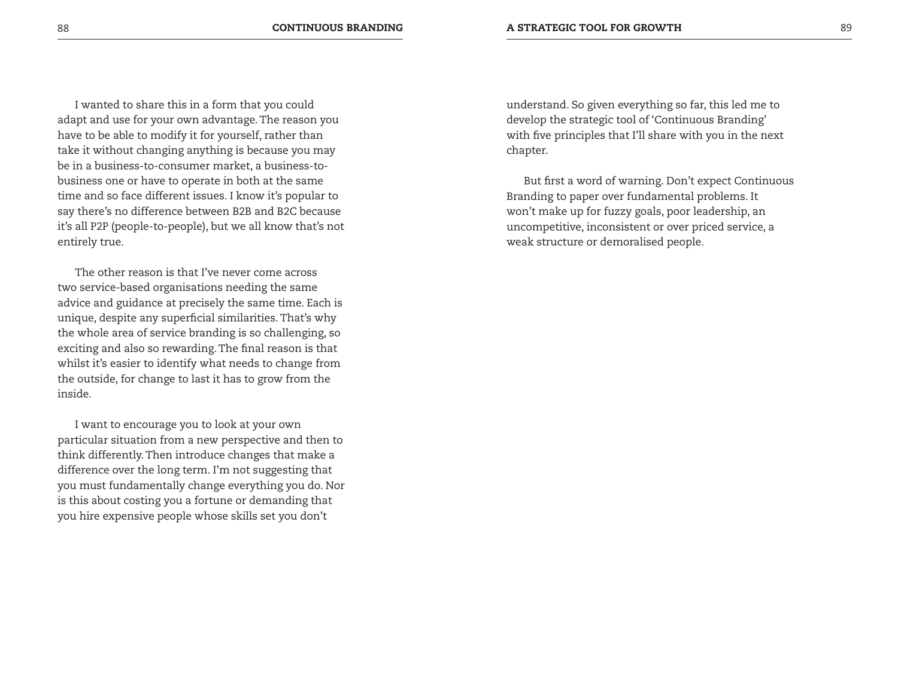I wanted to share this in a form that you could adapt and use for your own advantage. The reason you have to be able to modify it for yourself, rather than take it without changing anything is because you may be in a business-to-consumer market, a business-to-business one or have to operate in both at the same time and so face different issues. I know it's popular to say there's no difference between B2B and B2C because it's all P2P (people-to-people), but we all know that's not entirely true.

The other reason is that I've never come across two service-based organisations needing the same advice and guidance at precisely the same time. Each is unique, despite any superficial similarities. That's why the whole area of service branding is so challenging, so exciting and also so rewarding. The final reason is that whilst it's easier to identify what needs to change from the outside, for change to last it has to grow from the inside.

I want to encourage you to look at your own particular situation from a new perspective and then to think differently. Then introduce changes that make a difference over the long term. I'm not suggesting that you must fundamentally change everything you do. Nor is this about costing you a fortune or demanding that you hire expensive people whose skills set you don't understand. So given everything so far, this led me to develop the strategic tool of 'Continuous Branding' with five principles that I'll share with you in the next chapter.

But first a word of warning. Don't expect Continuous Branding to paper over fundamental problems. It won't make up for fuzzy goals, poor leadership, an uncompetitive, inconsistent or over priced service, a weak structure or demoralised people.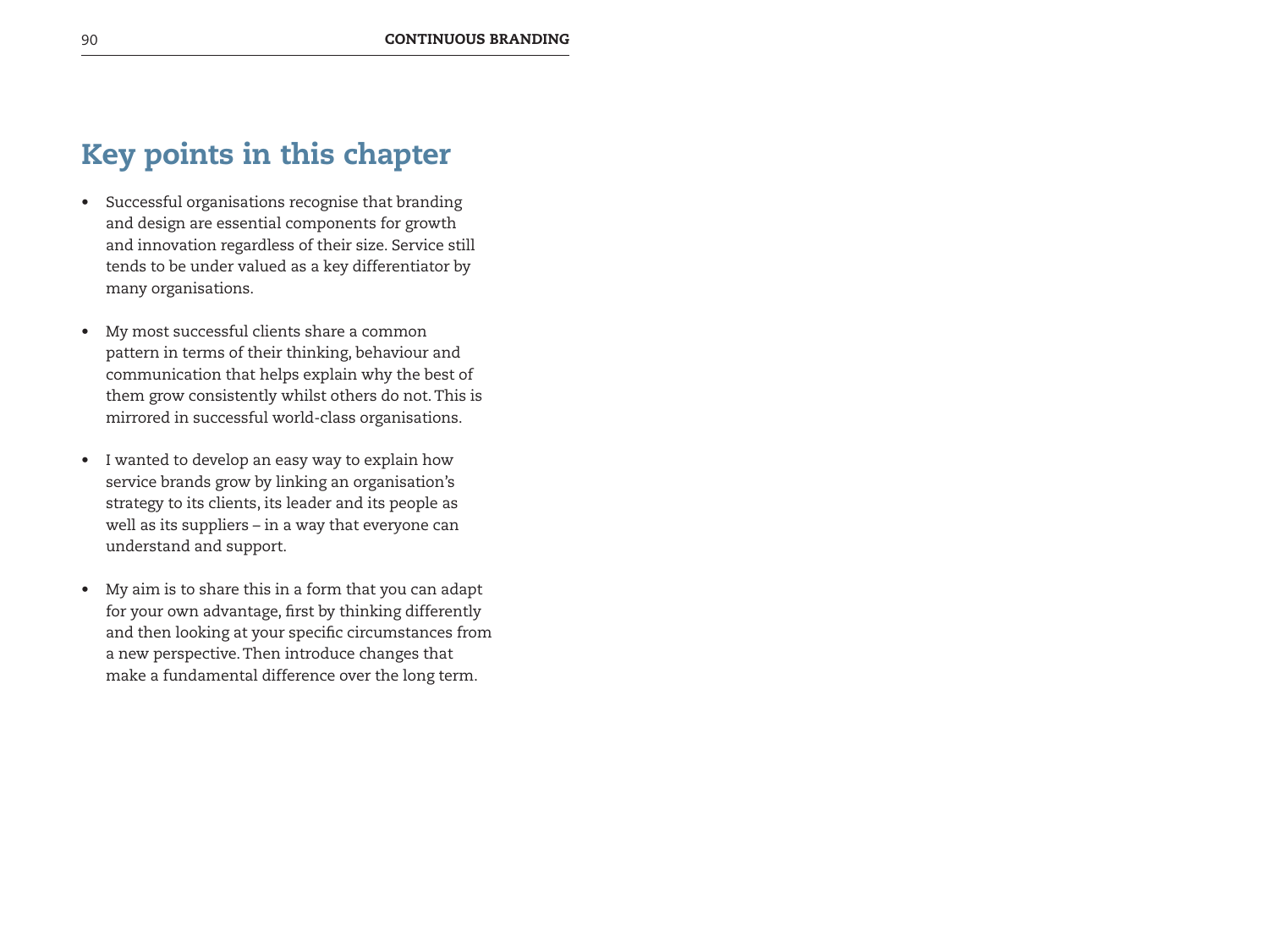## Key points in this chapter

- Successful organisations recognise that branding and design are essential components for growth and innovation regardless of their size. Service still tends to be under valued as a key differentiator by many organisations.

- My most successful clients share a common pattern in terms of their thinking, behaviour and communication that helps explain why the best of them grow consistently whilst others do not. This is mirrored in successful world-class organisations.

- I wanted to develop an easy way to explain how service brands grow by linking an organisation's strategy to its clients, its leader and its people as well as its suppliers – in a way that everyone can understand and support.

- My aim is to share this in a form that you can adapt for your own advantage, first by thinking differently and then looking at your specific circumstances from a new perspective. Then introduce changes that make a fundamental difference over the long term.